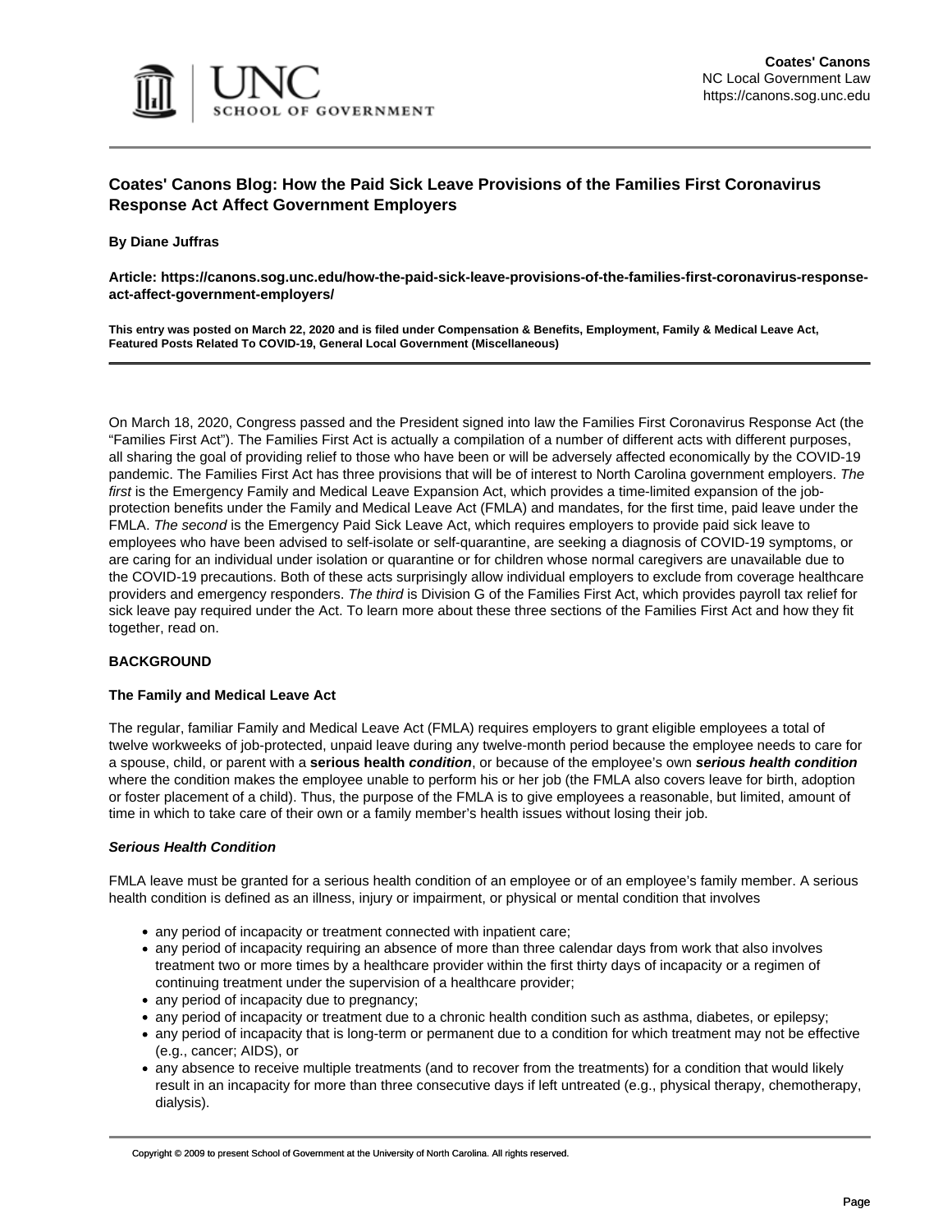# Coates' Canons Blog: How the Paid Sick Leave Provisions of the Families First Coronavirus Response Act Affect Government Employers

**By Diane Juffras**

**Article: https://canons.sog.unc.edu/how-the-paid-sick-leave-provisions-of-the-families-first-coronavirus-response-act-affect-government-employers/**

**This entry was posted on March 22, 2020 and is filed under Compensation & Benefits, Employment, Family & Medical Leave Act, Featured Posts Related To COVID-19, General Local Government (Miscellaneous)**

---

On March 18, 2020, Congress passed and the President signed into law the Families First Coronavirus Response Act (the "Families First Act"). The Families First Act is actually a compilation of a number of different acts with different purposes, all sharing the goal of providing relief to those who have been or will be adversely affected economically by the COVID-19 pandemic. The Families First Act has three provisions that will be of interest to North Carolina government employers. *The first* is the Emergency Family and Medical Leave Expansion Act, which provides a time-limited expansion of the job-protection benefits under the Family and Medical Leave Act (FMLA) and mandates, for the first time, paid leave under the FMLA. *The second* is the Emergency Paid Sick Leave Act, which requires employers to provide paid sick leave to employees who have been advised to self-isolate or self-quarantine, are seeking a diagnosis of COVID-19 symptoms, or are caring for an individual under isolation or quarantine or for children whose normal caregivers are unavailable due to the COVID-19 precautions. Both of these acts surprisingly allow individual employers to exclude from coverage healthcare providers and emergency responders. *The third* is Division G of the Families First Act, which provides payroll tax relief for sick leave pay required under the Act. To learn more about these three sections of the Families First Act and how they fit together, read on.

## BACKGROUND

### The Family and Medical Leave Act

The regular, familiar Family and Medical Leave Act (FMLA) requires employers to grant eligible employees a total of twelve workweeks of job-protected, unpaid leave during any twelve-month period because the employee needs to care for a spouse, child, or parent with a **serious health *condition***, or because of the employee's own ***serious health condition*** where the condition makes the employee unable to perform his or her job (the FMLA also covers leave for birth, adoption or foster placement of a child). Thus, the purpose of the FMLA is to give employees a reasonable, but limited, amount of time in which to take care of their own or a family member's health issues without losing their job.

#### *Serious Health Condition*

FMLA leave must be granted for a serious health condition of an employee or of an employee's family member. A serious health condition is defined as an illness, injury or impairment, or physical or mental condition that involves

- any period of incapacity or treatment connected with inpatient care;
- any period of incapacity requiring an absence of more than three calendar days from work that also involves treatment two or more times by a healthcare provider within the first thirty days of incapacity or a regimen of continuing treatment under the supervision of a healthcare provider;
- any period of incapacity due to pregnancy;
- any period of incapacity or treatment due to a chronic health condition such as asthma, diabetes, or epilepsy;
- any period of incapacity that is long-term or permanent due to a condition for which treatment may not be effective (e.g., cancer; AIDS), or
- any absence to receive multiple treatments (and to recover from the treatments) for a condition that would likely result in an incapacity for more than three consecutive days if left untreated (e.g., physical therapy, chemotherapy, dialysis).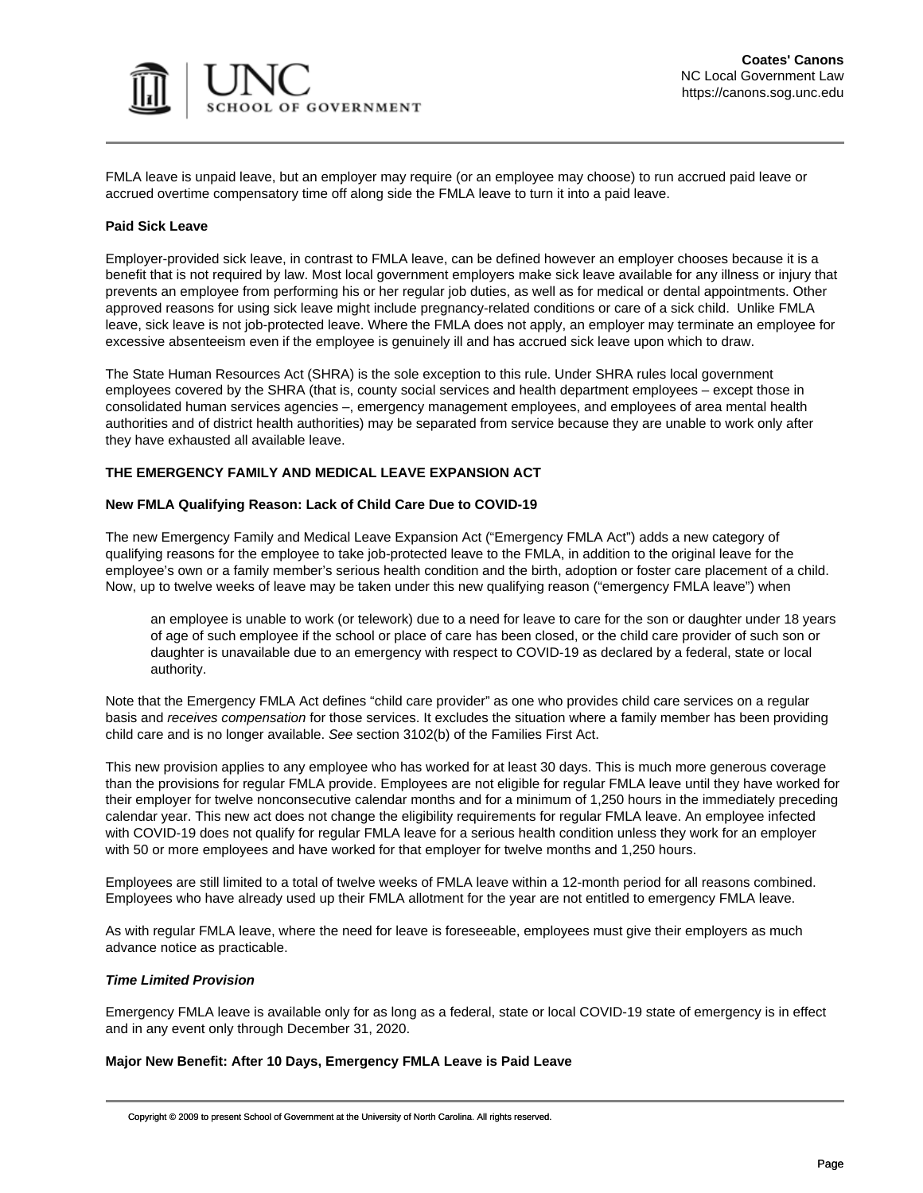FMLA leave is unpaid leave, but an employer may require (or an employee may choose) to run accrued paid leave or accrued overtime compensatory time off along side the FMLA leave to turn it into a paid leave.

**Paid Sick Leave**

Employer-provided sick leave, in contrast to FMLA leave, can be defined however an employer chooses because it is a benefit that is not required by law. Most local government employers make sick leave available for any illness or injury that prevents an employee from performing his or her regular job duties, as well as for medical or dental appointments. Other approved reasons for using sick leave might include pregnancy-related conditions or care of a sick child. Unlike FMLA leave, sick leave is not job-protected leave. Where the FMLA does not apply, an employer may terminate an employee for excessive absenteeism even if the employee is genuinely ill and has accrued sick leave upon which to draw.

The State Human Resources Act (SHRA) is the sole exception to this rule. Under SHRA rules local government employees covered by the SHRA (that is, county social services and health department employees – except those in consolidated human services agencies –, emergency management employees, and employees of area mental health authorities and of district health authorities) may be separated from service because they are unable to work only after they have exhausted all available leave.

**THE EMERGENCY FAMILY AND MEDICAL LEAVE EXPANSION ACT**

**New FMLA Qualifying Reason: Lack of Child Care Due to COVID-19**

The new Emergency Family and Medical Leave Expansion Act ("Emergency FMLA Act") adds a new category of qualifying reasons for the employee to take job-protected leave to the FMLA, in addition to the original leave for the employee's own or a family member's serious health condition and the birth, adoption or foster care placement of a child. Now, up to twelve weeks of leave may be taken under this new qualifying reason ("emergency FMLA leave") when

> an employee is unable to work (or telework) due to a need for leave to care for the son or daughter under 18 years of age of such employee if the school or place of care has been closed, or the child care provider of such son or daughter is unavailable due to an emergency with respect to COVID-19 as declared by a federal, state or local authority.

Note that the Emergency FMLA Act defines "child care provider" as one who provides child care services on a regular basis and *receives compensation* for those services. It excludes the situation where a family member has been providing child care and is no longer available. *See* section 3102(b) of the Families First Act.

This new provision applies to any employee who has worked for at least 30 days. This is much more generous coverage than the provisions for regular FMLA provide. Employees are not eligible for regular FMLA leave until they have worked for their employer for twelve nonconsecutive calendar months and for a minimum of 1,250 hours in the immediately preceding calendar year. This new act does not change the eligibility requirements for regular FMLA leave. An employee infected with COVID-19 does not qualify for regular FMLA leave for a serious health condition unless they work for an employer with 50 or more employees and have worked for that employer for twelve months and 1,250 hours.

Employees are still limited to a total of twelve weeks of FMLA leave within a 12-month period for all reasons combined. Employees who have already used up their FMLA allotment for the year are not entitled to emergency FMLA leave.

As with regular FMLA leave, where the need for leave is foreseeable, employees must give their employers as much advance notice as practicable.

***Time Limited Provision***

Emergency FMLA leave is available only for as long as a federal, state or local COVID-19 state of emergency is in effect and in any event only through December 31, 2020.

**Major New Benefit: After 10 Days, Emergency FMLA Leave is Paid Leave**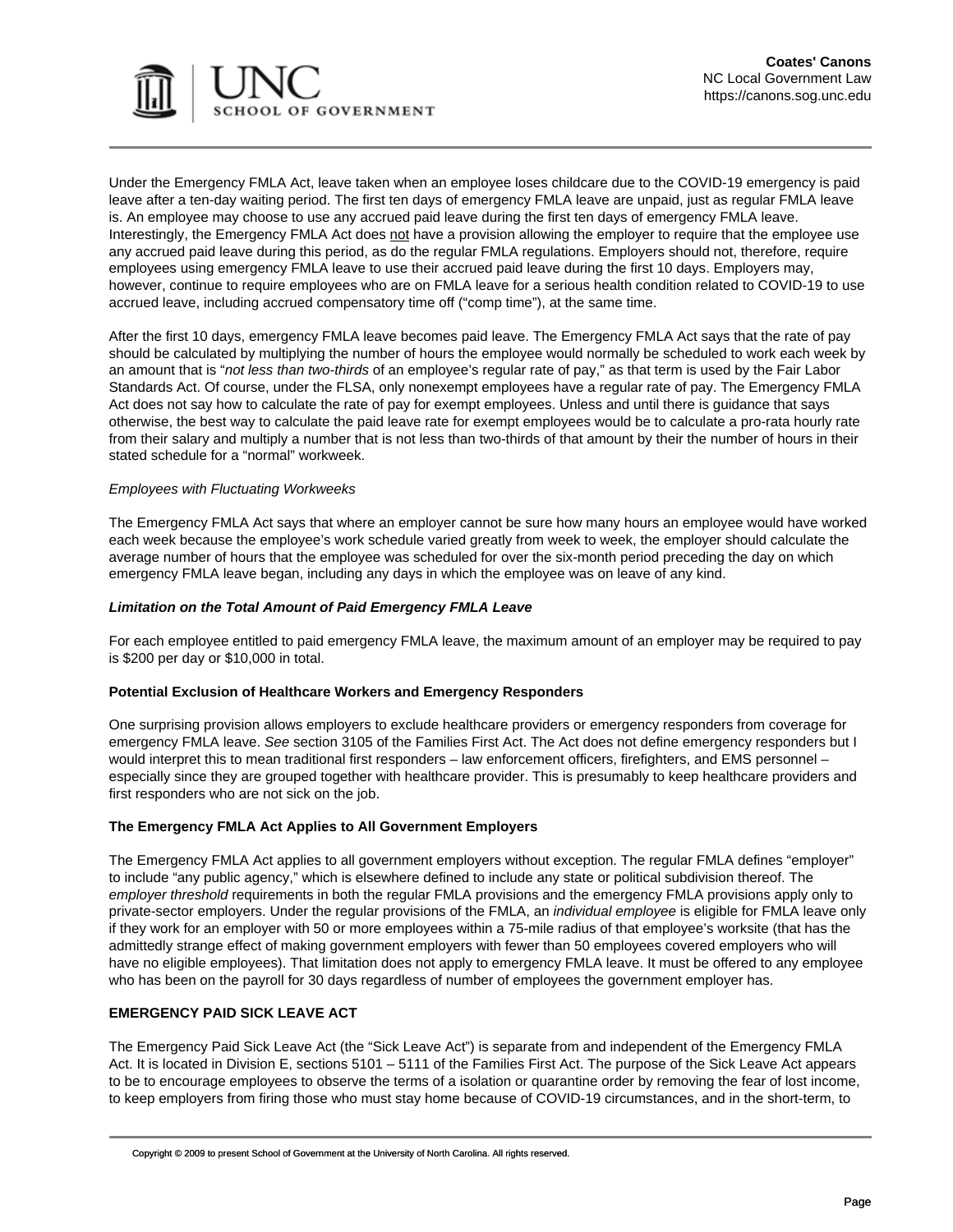Under the Emergency FMLA Act, leave taken when an employee loses childcare due to the COVID-19 emergency is paid leave after a ten-day waiting period. The first ten days of emergency FMLA leave are unpaid, just as regular FMLA leave is. An employee may choose to use any accrued paid leave during the first ten days of emergency FMLA leave. Interestingly, the Emergency FMLA Act does not have a provision allowing the employer to require that the employee use any accrued paid leave during this period, as do the regular FMLA regulations. Employers should not, therefore, require employees using emergency FMLA leave to use their accrued paid leave during the first 10 days. Employers may, however, continue to require employees who are on FMLA leave for a serious health condition related to COVID-19 to use accrued leave, including accrued compensatory time off ("comp time"), at the same time.

After the first 10 days, emergency FMLA leave becomes paid leave. The Emergency FMLA Act says that the rate of pay should be calculated by multiplying the number of hours the employee would normally be scheduled to work each week by an amount that is "*not less than two-thirds* of an employee's regular rate of pay," as that term is used by the Fair Labor Standards Act. Of course, under the FLSA, only nonexempt employees have a regular rate of pay. The Emergency FMLA Act does not say how to calculate the rate of pay for exempt employees. Unless and until there is guidance that says otherwise, the best way to calculate the paid leave rate for exempt employees would be to calculate a pro-rata hourly rate from their salary and multiply a number that is not less than two-thirds of that amount by their the number of hours in their stated schedule for a "normal" workweek.

*Employees with Fluctuating Workweeks*

The Emergency FMLA Act says that where an employer cannot be sure how many hours an employee would have worked each week because the employee's work schedule varied greatly from week to week, the employer should calculate the average number of hours that the employee was scheduled for over the six-month period preceding the day on which emergency FMLA leave began, including any days in which the employee was on leave of any kind.

***Limitation on the Total Amount of Paid Emergency FMLA Leave***

For each employee entitled to paid emergency FMLA leave, the maximum amount of an employer may be required to pay is $200 per day or $10,000 in total.

**Potential Exclusion of Healthcare Workers and Emergency Responders**

One surprising provision allows employers to exclude healthcare providers or emergency responders from coverage for emergency FMLA leave. *See* section 3105 of the Families First Act. The Act does not define emergency responders but I would interpret this to mean traditional first responders – law enforcement officers, firefighters, and EMS personnel – especially since they are grouped together with healthcare provider. This is presumably to keep healthcare providers and first responders who are not sick on the job.

**The Emergency FMLA Act Applies to All Government Employers**

The Emergency FMLA Act applies to all government employers without exception. The regular FMLA defines "employer" to include "any public agency," which is elsewhere defined to include any state or political subdivision thereof. The *employer threshold* requirements in both the regular FMLA provisions and the emergency FMLA provisions apply only to private-sector employers. Under the regular provisions of the FMLA, an *individual employee* is eligible for FMLA leave only if they work for an employer with 50 or more employees within a 75-mile radius of that employee's worksite (that has the admittedly strange effect of making government employers with fewer than 50 employees covered employers who will have no eligible employees). That limitation does not apply to emergency FMLA leave. It must be offered to any employee who has been on the payroll for 30 days regardless of number of employees the government employer has.

**EMERGENCY PAID SICK LEAVE ACT**

The Emergency Paid Sick Leave Act (the "Sick Leave Act") is separate from and independent of the Emergency FMLA Act. It is located in Division E, sections 5101 – 5111 of the Families First Act. The purpose of the Sick Leave Act appears to be to encourage employees to observe the terms of a isolation or quarantine order by removing the fear of lost income, to keep employers from firing those who must stay home because of COVID-19 circumstances, and in the short-term, to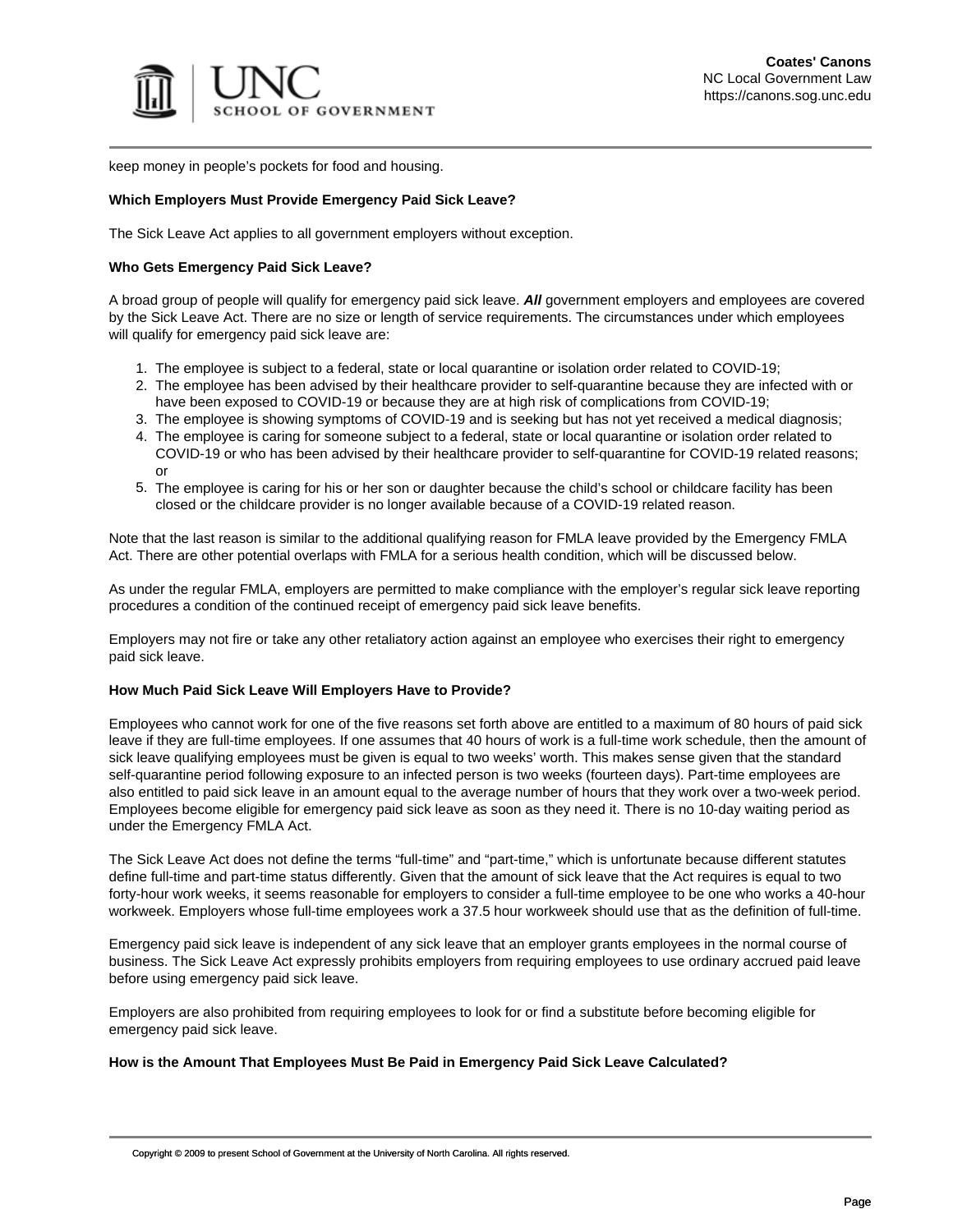keep money in people's pockets for food and housing.

**Which Employers Must Provide Emergency Paid Sick Leave?**

The Sick Leave Act applies to all government employers without exception.

**Who Gets Emergency Paid Sick Leave?**

A broad group of people will qualify for emergency paid sick leave. ***All*** government employers and employees are covered by the Sick Leave Act. There are no size or length of service requirements. The circumstances under which employees will qualify for emergency paid sick leave are:

1. The employee is subject to a federal, state or local quarantine or isolation order related to COVID-19;
2. The employee has been advised by their healthcare provider to self-quarantine because they are infected with or have been exposed to COVID-19 or because they are at high risk of complications from COVID-19;
3. The employee is showing symptoms of COVID-19 and is seeking but has not yet received a medical diagnosis;
4. The employee is caring for someone subject to a federal, state or local quarantine or isolation order related to COVID-19 or who has been advised by their healthcare provider to self-quarantine for COVID-19 related reasons; or
5. The employee is caring for his or her son or daughter because the child's school or childcare facility has been closed or the childcare provider is no longer available because of a COVID-19 related reason.

Note that the last reason is similar to the additional qualifying reason for FMLA leave provided by the Emergency FMLA Act. There are other potential overlaps with FMLA for a serious health condition, which will be discussed below.

As under the regular FMLA, employers are permitted to make compliance with the employer's regular sick leave reporting procedures a condition of the continued receipt of emergency paid sick leave benefits.

Employers may not fire or take any other retaliatory action against an employee who exercises their right to emergency paid sick leave.

**How Much Paid Sick Leave Will Employers Have to Provide?**

Employees who cannot work for one of the five reasons set forth above are entitled to a maximum of 80 hours of paid sick leave if they are full-time employees. If one assumes that 40 hours of work is a full-time work schedule, then the amount of sick leave qualifying employees must be given is equal to two weeks' worth. This makes sense given that the standard self-quarantine period following exposure to an infected person is two weeks (fourteen days). Part-time employees are also entitled to paid sick leave in an amount equal to the average number of hours that they work over a two-week period. Employees become eligible for emergency paid sick leave as soon as they need it. There is no 10-day waiting period as under the Emergency FMLA Act.

The Sick Leave Act does not define the terms "full-time" and "part-time," which is unfortunate because different statutes define full-time and part-time status differently. Given that the amount of sick leave that the Act requires is equal to two forty-hour work weeks, it seems reasonable for employers to consider a full-time employee to be one who works a 40-hour workweek. Employers whose full-time employees work a 37.5 hour workweek should use that as the definition of full-time.

Emergency paid sick leave is independent of any sick leave that an employer grants employees in the normal course of business. The Sick Leave Act expressly prohibits employers from requiring employees to use ordinary accrued paid leave before using emergency paid sick leave.

Employers are also prohibited from requiring employees to look for or find a substitute before becoming eligible for emergency paid sick leave.

**How is the Amount That Employees Must Be Paid in Emergency Paid Sick Leave Calculated?**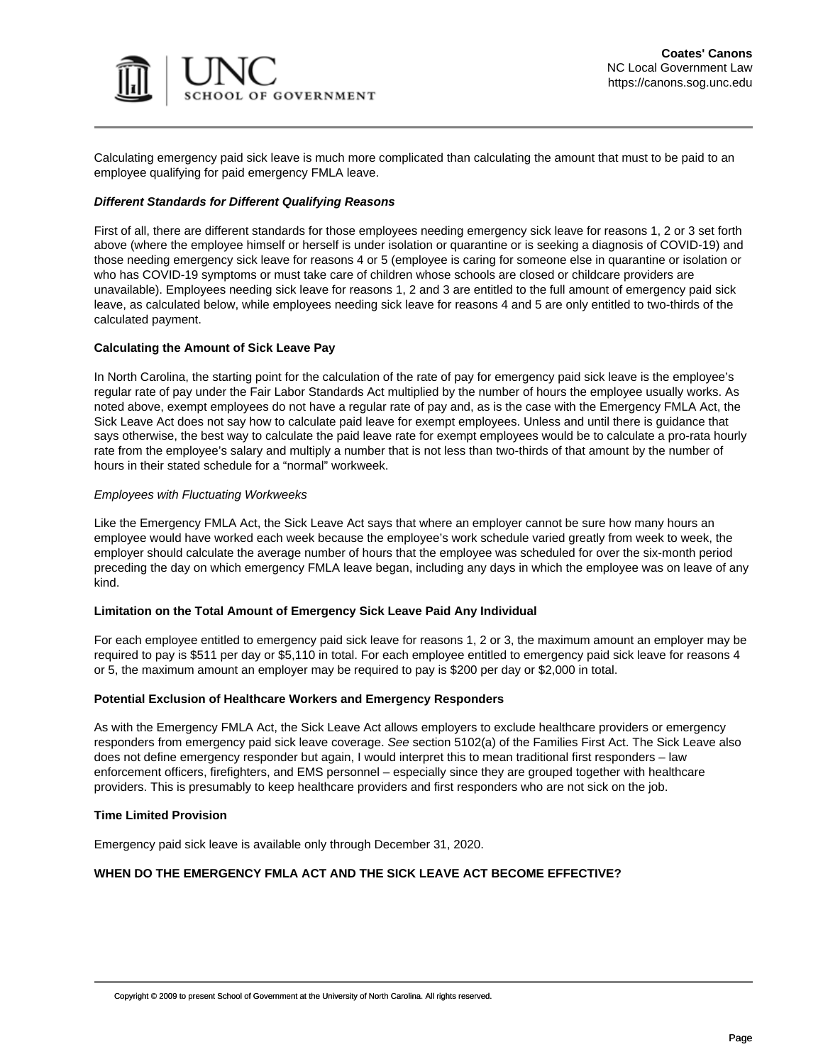Calculating emergency paid sick leave is much more complicated than calculating the amount that must to be paid to an employee qualifying for paid emergency FMLA leave.

***Different Standards for Different Qualifying Reasons***

First of all, there are different standards for those employees needing emergency sick leave for reasons 1, 2 or 3 set forth above (where the employee himself or herself is under isolation or quarantine or is seeking a diagnosis of COVID-19) and those needing emergency sick leave for reasons 4 or 5 (employee is caring for someone else in quarantine or isolation or who has COVID-19 symptoms or must take care of children whose schools are closed or childcare providers are unavailable). Employees needing sick leave for reasons 1, 2 and 3 are entitled to the full amount of emergency paid sick leave, as calculated below, while employees needing sick leave for reasons 4 and 5 are only entitled to two-thirds of the calculated payment.

**Calculating the Amount of Sick Leave Pay**

In North Carolina, the starting point for the calculation of the rate of pay for emergency paid sick leave is the employee's regular rate of pay under the Fair Labor Standards Act multiplied by the number of hours the employee usually works. As noted above, exempt employees do not have a regular rate of pay and, as is the case with the Emergency FMLA Act, the Sick Leave Act does not say how to calculate paid leave for exempt employees. Unless and until there is guidance that says otherwise, the best way to calculate the paid leave rate for exempt employees would be to calculate a pro-rata hourly rate from the employee's salary and multiply a number that is not less than two-thirds of that amount by the number of hours in their stated schedule for a "normal" workweek.

*Employees with Fluctuating Workweeks*

Like the Emergency FMLA Act, the Sick Leave Act says that where an employer cannot be sure how many hours an employee would have worked each week because the employee's work schedule varied greatly from week to week, the employer should calculate the average number of hours that the employee was scheduled for over the six-month period preceding the day on which emergency FMLA leave began, including any days in which the employee was on leave of any kind.

**Limitation on the Total Amount of Emergency Sick Leave Paid Any Individual**

For each employee entitled to emergency paid sick leave for reasons 1, 2 or 3, the maximum amount an employer may be required to pay is $511 per day or $5,110 in total. For each employee entitled to emergency paid sick leave for reasons 4 or 5, the maximum amount an employer may be required to pay is $200 per day or $2,000 in total.

**Potential Exclusion of Healthcare Workers and Emergency Responders**

As with the Emergency FMLA Act, the Sick Leave Act allows employers to exclude healthcare providers or emergency responders from emergency paid sick leave coverage. *See* section 5102(a) of the Families First Act. The Sick Leave also does not define emergency responder but again, I would interpret this to mean traditional first responders – law enforcement officers, firefighters, and EMS personnel – especially since they are grouped together with healthcare providers. This is presumably to keep healthcare providers and first responders who are not sick on the job.

**Time Limited Provision**

Emergency paid sick leave is available only through December 31, 2020.

**WHEN DO THE EMERGENCY FMLA ACT AND THE SICK LEAVE ACT BECOME EFFECTIVE?**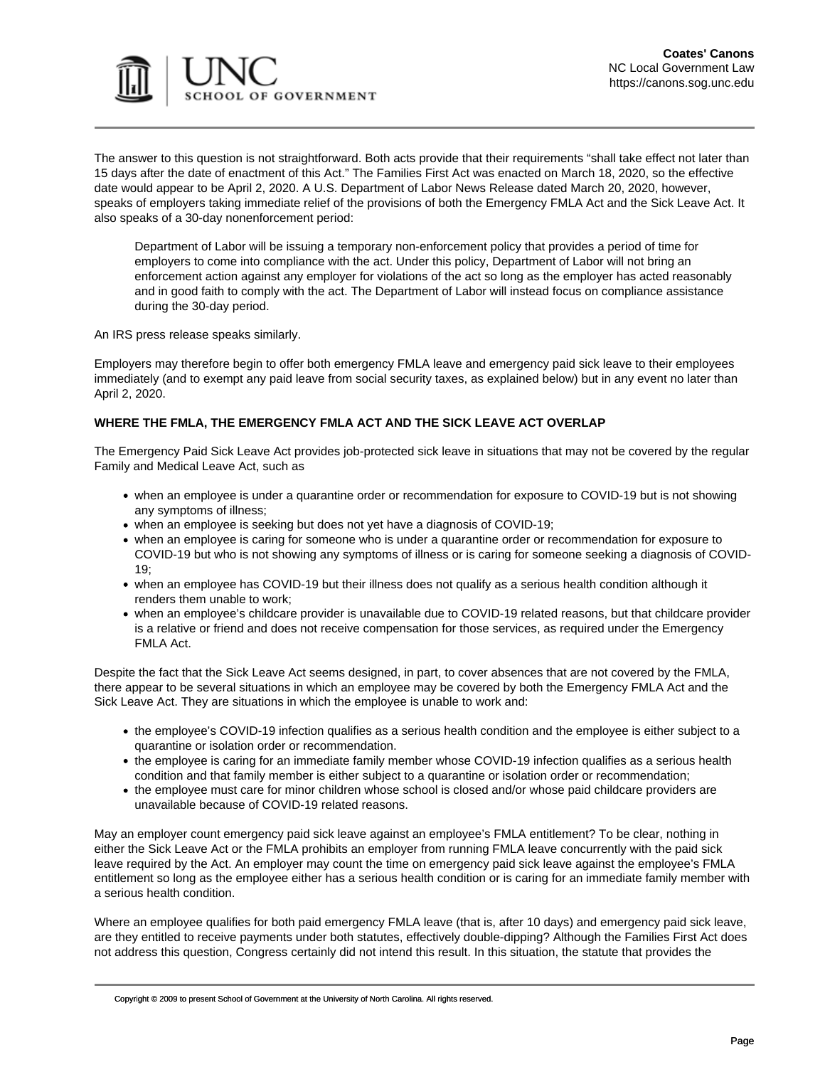The answer to this question is not straightforward. Both acts provide that their requirements "shall take effect not later than 15 days after the date of enactment of this Act." The Families First Act was enacted on March 18, 2020, so the effective date would appear to be April 2, 2020. A U.S. Department of Labor News Release dated March 20, 2020, however, speaks of employers taking immediate relief of the provisions of both the Emergency FMLA Act and the Sick Leave Act. It also speaks of a 30-day nonenforcement period:

> Department of Labor will be issuing a temporary non-enforcement policy that provides a period of time for employers to come into compliance with the act. Under this policy, Department of Labor will not bring an enforcement action against any employer for violations of the act so long as the employer has acted reasonably and in good faith to comply with the act. The Department of Labor will instead focus on compliance assistance during the 30-day period.

An IRS press release speaks similarly.

Employers may therefore begin to offer both emergency FMLA leave and emergency paid sick leave to their employees immediately (and to exempt any paid leave from social security taxes, as explained below) but in any event no later than April 2, 2020.

**WHERE THE FMLA, THE EMERGENCY FMLA ACT AND THE SICK LEAVE ACT OVERLAP**

The Emergency Paid Sick Leave Act provides job-protected sick leave in situations that may not be covered by the regular Family and Medical Leave Act, such as

- when an employee is under a quarantine order or recommendation for exposure to COVID-19 but is not showing any symptoms of illness;
- when an employee is seeking but does not yet have a diagnosis of COVID-19;
- when an employee is caring for someone who is under a quarantine order or recommendation for exposure to COVID-19 but who is not showing any symptoms of illness or is caring for someone seeking a diagnosis of COVID-19;
- when an employee has COVID-19 but their illness does not qualify as a serious health condition although it renders them unable to work;
- when an employee's childcare provider is unavailable due to COVID-19 related reasons, but that childcare provider is a relative or friend and does not receive compensation for those services, as required under the Emergency FMLA Act.

Despite the fact that the Sick Leave Act seems designed, in part, to cover absences that are not covered by the FMLA, there appear to be several situations in which an employee may be covered by both the Emergency FMLA Act and the Sick Leave Act. They are situations in which the employee is unable to work and:

- the employee's COVID-19 infection qualifies as a serious health condition and the employee is either subject to a quarantine or isolation order or recommendation.
- the employee is caring for an immediate family member whose COVID-19 infection qualifies as a serious health condition and that family member is either subject to a quarantine or isolation order or recommendation;
- the employee must care for minor children whose school is closed and/or whose paid childcare providers are unavailable because of COVID-19 related reasons.

May an employer count emergency paid sick leave against an employee's FMLA entitlement? To be clear, nothing in either the Sick Leave Act or the FMLA prohibits an employer from running FMLA leave concurrently with the paid sick leave required by the Act. An employer may count the time on emergency paid sick leave against the employee's FMLA entitlement so long as the employee either has a serious health condition or is caring for an immediate family member with a serious health condition.

Where an employee qualifies for both paid emergency FMLA leave (that is, after 10 days) and emergency paid sick leave, are they entitled to receive payments under both statutes, effectively double-dipping? Although the Families First Act does not address this question, Congress certainly did not intend this result. In this situation, the statute that provides the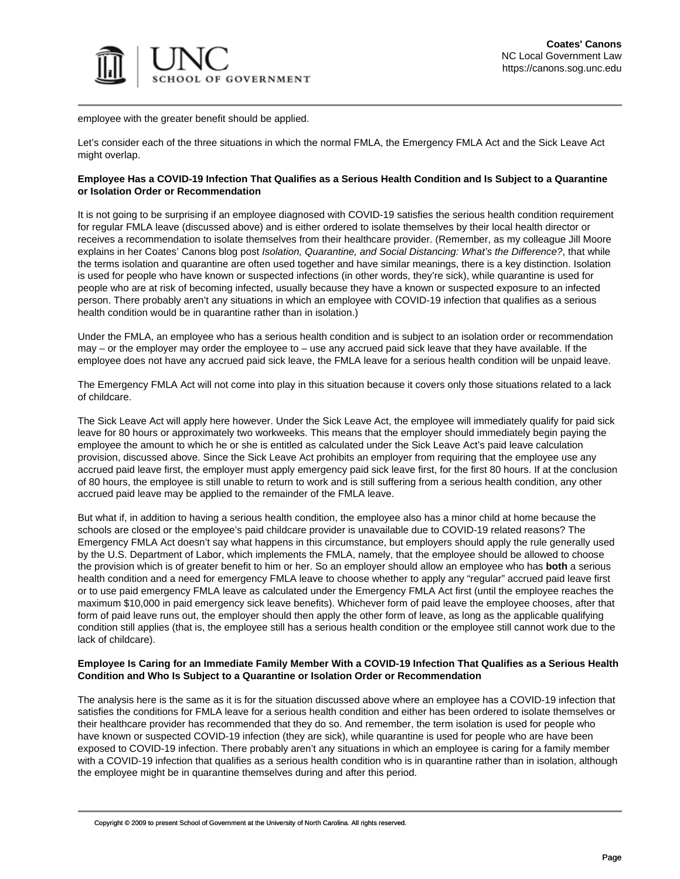employee with the greater benefit should be applied.

Let's consider each of the three situations in which the normal FMLA, the Emergency FMLA Act and the Sick Leave Act might overlap.

**Employee Has a COVID-19 Infection That Qualifies as a Serious Health Condition and Is Subject to a Quarantine or Isolation Order or Recommendation**

It is not going to be surprising if an employee diagnosed with COVID-19 satisfies the serious health condition requirement for regular FMLA leave (discussed above) and is either ordered to isolate themselves by their local health director or receives a recommendation to isolate themselves from their healthcare provider. (Remember, as my colleague Jill Moore explains in her Coates' Canons blog post *Isolation, Quarantine, and Social Distancing: What's the Difference?*, that while the terms isolation and quarantine are often used together and have similar meanings, there is a key distinction. Isolation is used for people who have known or suspected infections (in other words, they're sick), while quarantine is used for people who are at risk of becoming infected, usually because they have a known or suspected exposure to an infected person. There probably aren't any situations in which an employee with COVID-19 infection that qualifies as a serious health condition would be in quarantine rather than in isolation.)

Under the FMLA, an employee who has a serious health condition and is subject to an isolation order or recommendation may – or the employer may order the employee to – use any accrued paid sick leave that they have available. If the employee does not have any accrued paid sick leave, the FMLA leave for a serious health condition will be unpaid leave.

The Emergency FMLA Act will not come into play in this situation because it covers only those situations related to a lack of childcare.

The Sick Leave Act will apply here however. Under the Sick Leave Act, the employee will immediately qualify for paid sick leave for 80 hours or approximately two workweeks. This means that the employer should immediately begin paying the employee the amount to which he or she is entitled as calculated under the Sick Leave Act's paid leave calculation provision, discussed above. Since the Sick Leave Act prohibits an employer from requiring that the employee use any accrued paid leave first, the employer must apply emergency paid sick leave first, for the first 80 hours. If at the conclusion of 80 hours, the employee is still unable to return to work and is still suffering from a serious health condition, any other accrued paid leave may be applied to the remainder of the FMLA leave.

But what if, in addition to having a serious health condition, the employee also has a minor child at home because the schools are closed or the employee's paid childcare provider is unavailable due to COVID-19 related reasons? The Emergency FMLA Act doesn't say what happens in this circumstance, but employers should apply the rule generally used by the U.S. Department of Labor, which implements the FMLA, namely, that the employee should be allowed to choose the provision which is of greater benefit to him or her. So an employer should allow an employee who has **both** a serious health condition and a need for emergency FMLA leave to choose whether to apply any "regular" accrued paid leave first or to use paid emergency FMLA leave as calculated under the Emergency FMLA Act first (until the employee reaches the maximum $10,000 in paid emergency sick leave benefits). Whichever form of paid leave the employee chooses, after that form of paid leave runs out, the employer should then apply the other form of leave, as long as the applicable qualifying condition still applies (that is, the employee still has a serious health condition or the employee still cannot work due to the lack of childcare).

**Employee Is Caring for an Immediate Family Member With a COVID-19 Infection That Qualifies as a Serious Health Condition and Who Is Subject to a Quarantine or Isolation Order or Recommendation**

The analysis here is the same as it is for the situation discussed above where an employee has a COVID-19 infection that satisfies the conditions for FMLA leave for a serious health condition and either has been ordered to isolate themselves or their healthcare provider has recommended that they do so. And remember, the term isolation is used for people who have known or suspected COVID-19 infection (they are sick), while quarantine is used for people who are have been exposed to COVID-19 infection. There probably aren't any situations in which an employee is caring for a family member with a COVID-19 infection that qualifies as a serious health condition who is in quarantine rather than in isolation, although the employee might be in quarantine themselves during and after this period.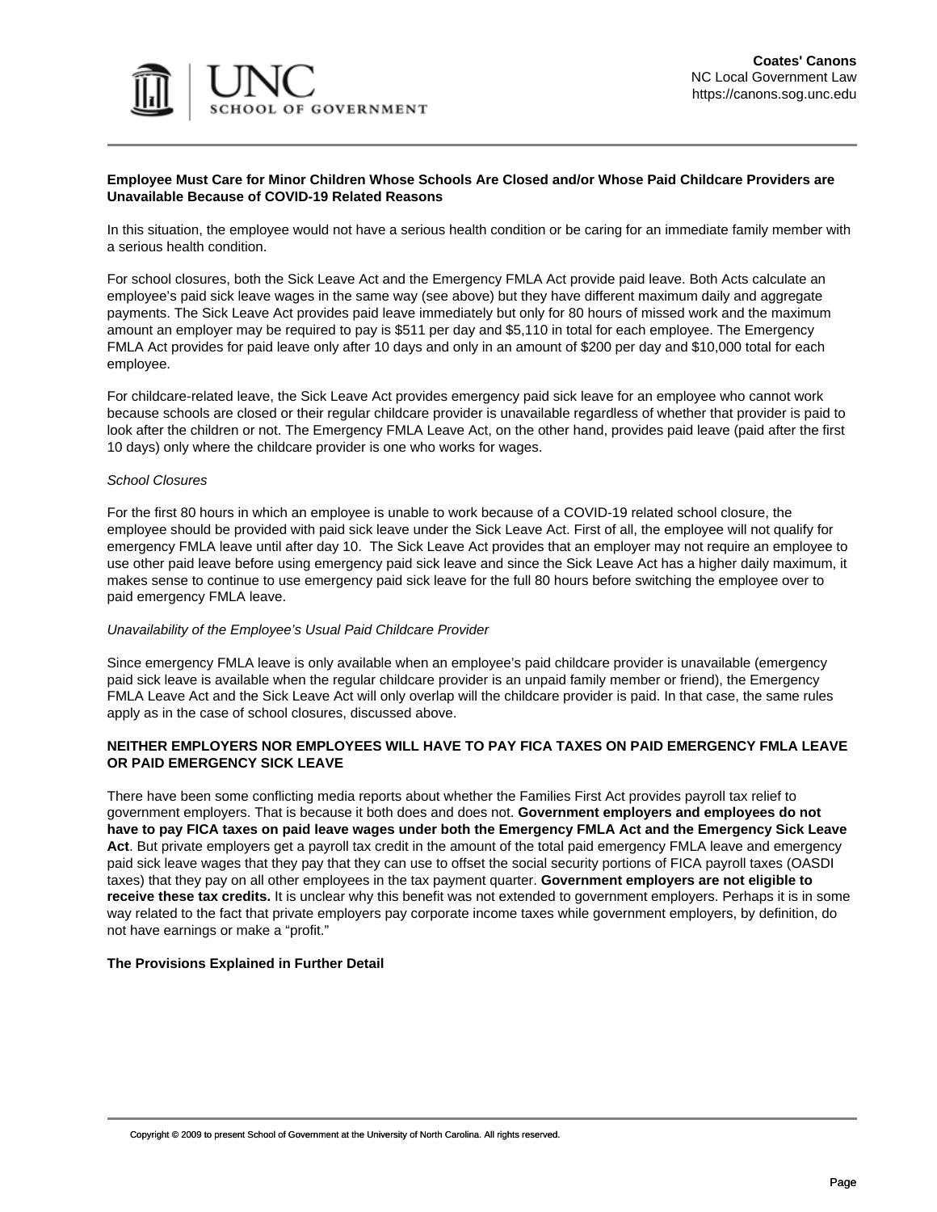**Employee Must Care for Minor Children Whose Schools Are Closed and/or Whose Paid Childcare Providers are Unavailable Because of COVID-19 Related Reasons**

In this situation, the employee would not have a serious health condition or be caring for an immediate family member with a serious health condition.

For school closures, both the Sick Leave Act and the Emergency FMLA Act provide paid leave. Both Acts calculate an employee's paid sick leave wages in the same way (see above) but they have different maximum daily and aggregate payments. The Sick Leave Act provides paid leave immediately but only for 80 hours of missed work and the maximum amount an employer may be required to pay is $511 per day and $5,110 in total for each employee. The Emergency FMLA Act provides for paid leave only after 10 days and only in an amount of $200 per day and $10,000 total for each employee.

For childcare-related leave, the Sick Leave Act provides emergency paid sick leave for an employee who cannot work because schools are closed or their regular childcare provider is unavailable regardless of whether that provider is paid to look after the children or not. The Emergency FMLA Leave Act, on the other hand, provides paid leave (paid after the first 10 days) only where the childcare provider is one who works for wages.

*School Closures*

For the first 80 hours in which an employee is unable to work because of a COVID-19 related school closure, the employee should be provided with paid sick leave under the Sick Leave Act. First of all, the employee will not qualify for emergency FMLA leave until after day 10. The Sick Leave Act provides that an employer may not require an employee to use other paid leave before using emergency paid sick leave and since the Sick Leave Act has a higher daily maximum, it makes sense to continue to use emergency paid sick leave for the full 80 hours before switching the employee over to paid emergency FMLA leave.

*Unavailability of the Employee's Usual Paid Childcare Provider*

Since emergency FMLA leave is only available when an employee's paid childcare provider is unavailable (emergency paid sick leave is available when the regular childcare provider is an unpaid family member or friend), the Emergency FMLA Leave Act and the Sick Leave Act will only overlap will the childcare provider is paid. In that case, the same rules apply as in the case of school closures, discussed above.

**NEITHER EMPLOYERS NOR EMPLOYEES WILL HAVE TO PAY FICA TAXES ON PAID EMERGENCY FMLA LEAVE OR PAID EMERGENCY SICK LEAVE**

There have been some conflicting media reports about whether the Families First Act provides payroll tax relief to government employers. That is because it both does and does not. **Government employers and employees do not have to pay FICA taxes on paid leave wages under both the Emergency FMLA Act and the Emergency Sick Leave Act**. But private employers get a payroll tax credit in the amount of the total paid emergency FMLA leave and emergency paid sick leave wages that they pay that they can use to offset the social security portions of FICA payroll taxes (OASDI taxes) that they pay on all other employees in the tax payment quarter. **Government employers are not eligible to receive these tax credits.** It is unclear why this benefit was not extended to government employers. Perhaps it is in some way related to the fact that private employers pay corporate income taxes while government employers, by definition, do not have earnings or make a "profit."

**The Provisions Explained in Further Detail**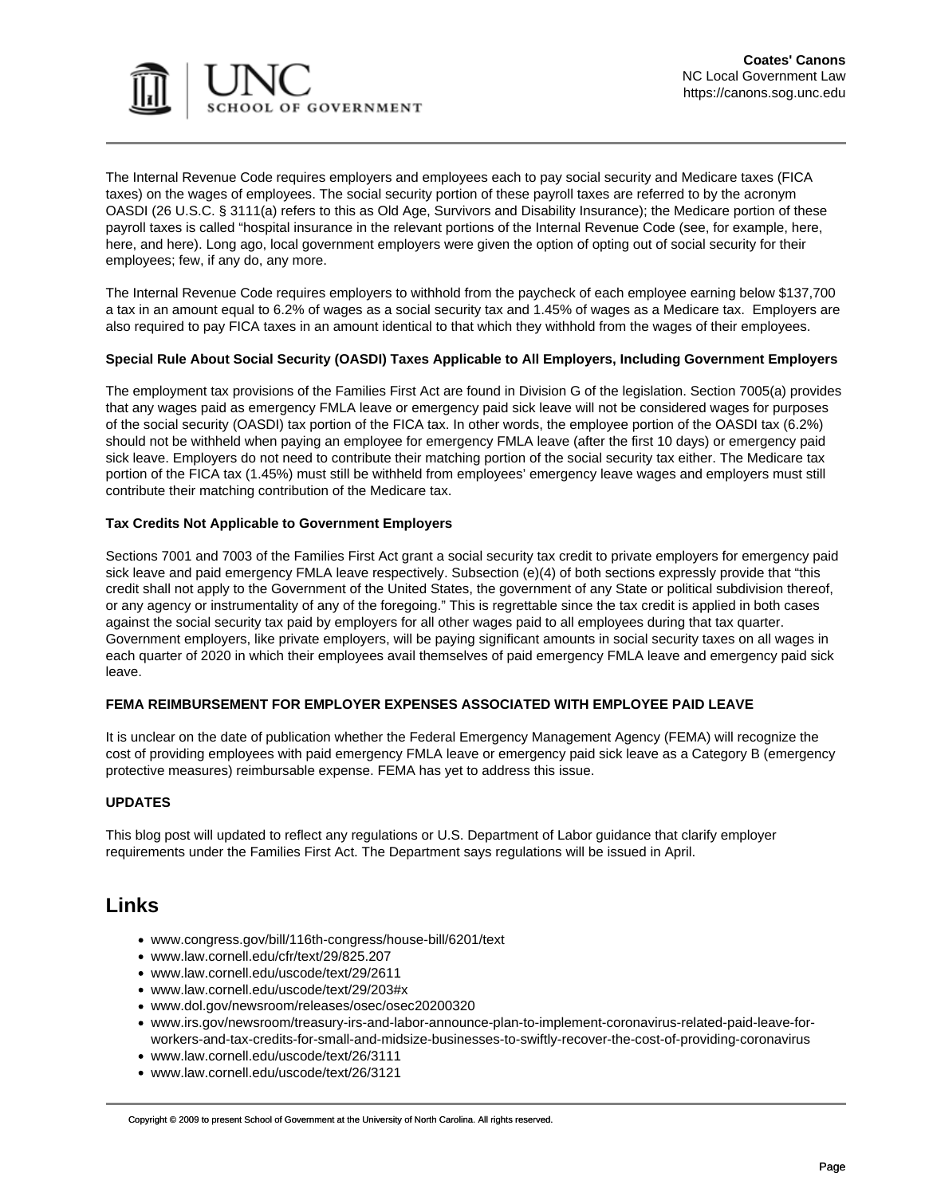The Internal Revenue Code requires employers and employees each to pay social security and Medicare taxes (FICA taxes) on the wages of employees. The social security portion of these payroll taxes are referred to by the acronym OASDI (26 U.S.C. § 3111(a) refers to this as Old Age, Survivors and Disability Insurance); the Medicare portion of these payroll taxes is called "hospital insurance in the relevant portions of the Internal Revenue Code (see, for example, here, here, and here). Long ago, local government employers were given the option of opting out of social security for their employees; few, if any do, any more.

The Internal Revenue Code requires employers to withhold from the paycheck of each employee earning below $137,700 a tax in an amount equal to 6.2% of wages as a social security tax and 1.45% of wages as a Medicare tax. Employers are also required to pay FICA taxes in an amount identical to that which they withhold from the wages of their employees.

**Special Rule About Social Security (OASDI) Taxes Applicable to All Employers, Including Government Employers**

The employment tax provisions of the Families First Act are found in Division G of the legislation. Section 7005(a) provides that any wages paid as emergency FMLA leave or emergency paid sick leave will not be considered wages for purposes of the social security (OASDI) tax portion of the FICA tax. In other words, the employee portion of the OASDI tax (6.2%) should not be withheld when paying an employee for emergency FMLA leave (after the first 10 days) or emergency paid sick leave. Employers do not need to contribute their matching portion of the social security tax either. The Medicare tax portion of the FICA tax (1.45%) must still be withheld from employees' emergency leave wages and employers must still contribute their matching contribution of the Medicare tax.

**Tax Credits Not Applicable to Government Employers**

Sections 7001 and 7003 of the Families First Act grant a social security tax credit to private employers for emergency paid sick leave and paid emergency FMLA leave respectively. Subsection (e)(4) of both sections expressly provide that "this credit shall not apply to the Government of the United States, the government of any State or political subdivision thereof, or any agency or instrumentality of any of the foregoing." This is regrettable since the tax credit is applied in both cases against the social security tax paid by employers for all other wages paid to all employees during that tax quarter. Government employers, like private employers, will be paying significant amounts in social security taxes on all wages in each quarter of 2020 in which their employees avail themselves of paid emergency FMLA leave and emergency paid sick leave.

**FEMA REIMBURSEMENT FOR EMPLOYER EXPENSES ASSOCIATED WITH EMPLOYEE PAID LEAVE**

It is unclear on the date of publication whether the Federal Emergency Management Agency (FEMA) will recognize the cost of providing employees with paid emergency FMLA leave or emergency paid sick leave as a Category B (emergency protective measures) reimbursable expense. FEMA has yet to address this issue.

**UPDATES**

This blog post will updated to reflect any regulations or U.S. Department of Labor guidance that clarify employer requirements under the Families First Act. The Department says regulations will be issued in April.

## Links

- www.congress.gov/bill/116th-congress/house-bill/6201/text
- www.law.cornell.edu/cfr/text/29/825.207
- www.law.cornell.edu/uscode/text/29/2611
- www.law.cornell.edu/uscode/text/29/203#x
- www.dol.gov/newsroom/releases/osec/osec20200320
- www.irs.gov/newsroom/treasury-irs-and-labor-announce-plan-to-implement-coronavirus-related-paid-leave-for-workers-and-tax-credits-for-small-and-midsize-businesses-to-swiftly-recover-the-cost-of-providing-coronavirus
- www.law.cornell.edu/uscode/text/26/3111
- www.law.cornell.edu/uscode/text/26/3121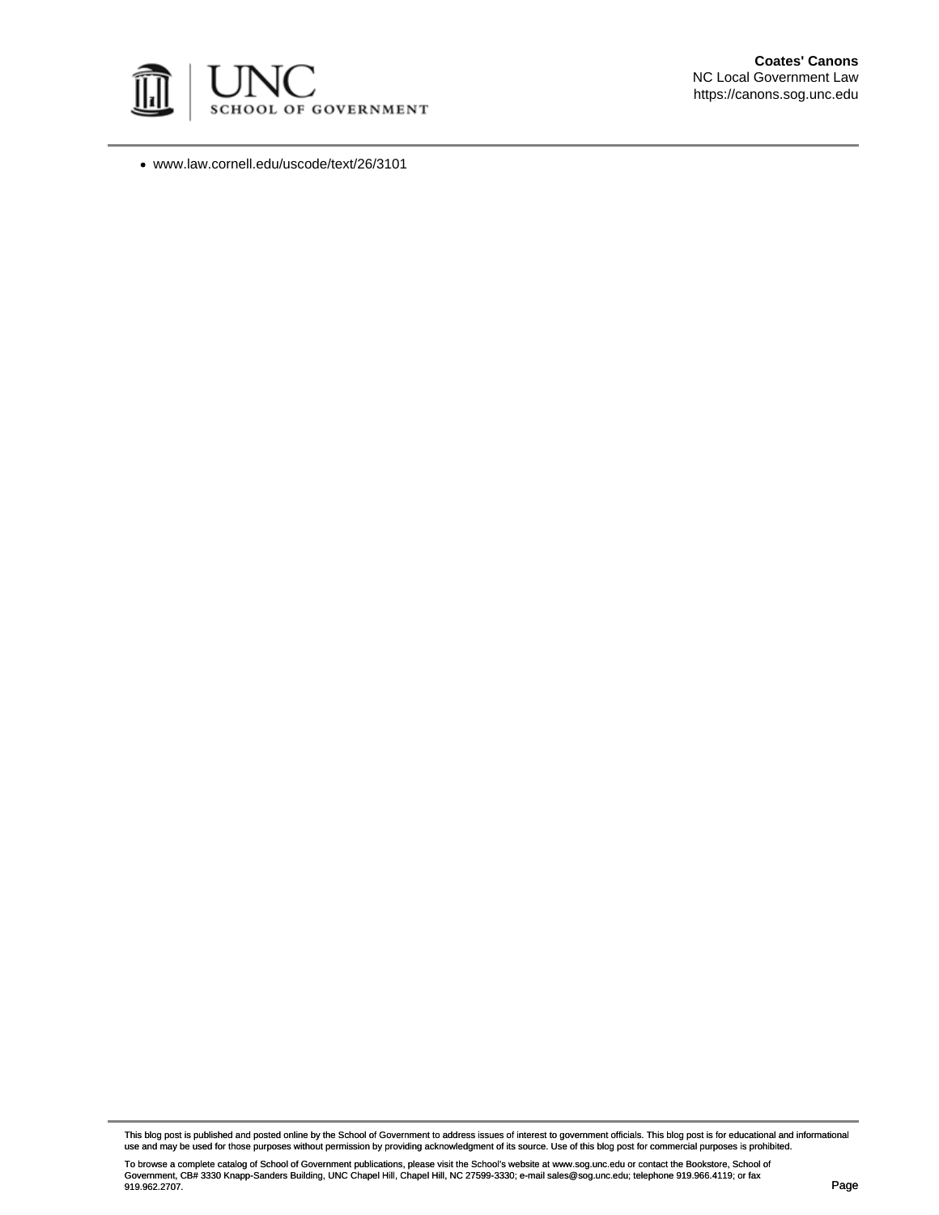- www.law.cornell.edu/uscode/text/26/3101